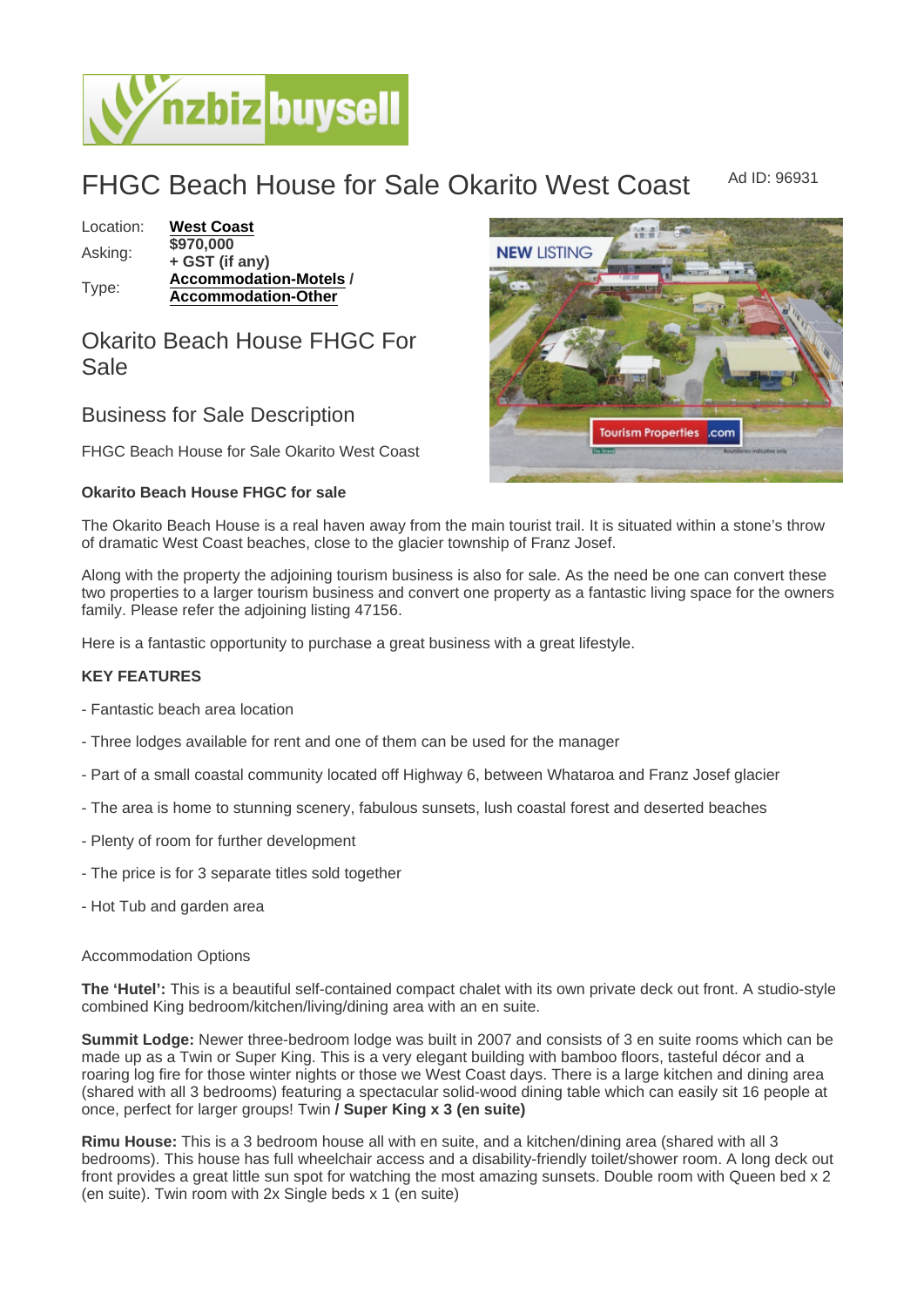# FHGC Beach House for Sale Okarito West Coast

Ad ID: 96931

| Location: | **West Coast** |
|---|---|
| Asking: | **$970,000 + GST (if any)** |
| Type: | **Accommodation-Motels / Accommodation-Other** |

## Okarito Beach House FHGC For Sale

### Business for Sale Description

FHGC Beach House for Sale Okarito West Coast

**Okarito Beach House FHGC for sale**

The Okarito Beach House is a real haven away from the main tourist trail. It is situated within a stone's throw of dramatic West Coast beaches, close to the glacier township of Franz Josef.

Along with the property the adjoining tourism business is also for sale. As the need be one can convert these two properties to a larger tourism business and convert one property as a fantastic living space for the owners family. Please refer the adjoining listing 47156.

Here is a fantastic opportunity to purchase a great business with a great lifestyle.

**KEY FEATURES**

- Fantastic beach area location

- Three lodges available for rent and one of them can be used for the manager

- Part of a small coastal community located off Highway 6, between Whataroa and Franz Josef glacier

- The area is home to stunning scenery, fabulous sunsets, lush coastal forest and deserted beaches

- Plenty of room for further development

- The price is for 3 separate titles sold together

- Hot Tub and garden area

Accommodation Options

**The 'Hutel':** This is a beautiful self-contained compact chalet with its own private deck out front. A studio-style combined King bedroom/kitchen/living/dining area with an en suite.

**Summit Lodge:** Newer three-bedroom lodge was built in 2007 and consists of 3 en suite rooms which can be made up as a Twin or Super King. This is a very elegant building with bamboo floors, tasteful décor and a roaring log fire for those winter nights or those we West Coast days. There is a large kitchen and dining area (shared with all 3 bedrooms) featuring a spectacular solid-wood dining table which can easily sit 16 people at once, perfect for larger groups! Twin **/ Super King x 3 (en suite)**

**Rimu House:** This is a 3 bedroom house all with en suite, and a kitchen/dining area (shared with all 3 bedrooms). This house has full wheelchair access and a disability-friendly toilet/shower room. A long deck out front provides a great little sun spot for watching the most amazing sunsets. Double room with Queen bed x 2 (en suite). Twin room with 2x Single beds x 1 (en suite)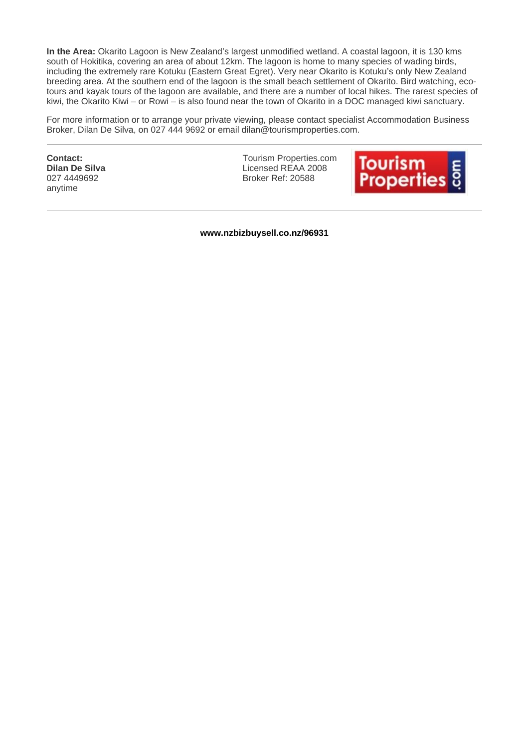**In the Area:** Okarito Lagoon is New Zealand's largest unmodified wetland. A coastal lagoon, it is 130 kms south of Hokitika, covering an area of about 12km. The lagoon is home to many species of wading birds, including the extremely rare Kotuku (Eastern Great Egret). Very near Okarito is Kotuku's only New Zealand breeding area. At the southern end of the lagoon is the small beach settlement of Okarito. Bird watching, eco-tours and kayak tours of the lagoon are available, and there are a number of local hikes. The rarest species of kiwi, the Okarito Kiwi – or Rowi – is also found near the town of Okarito in a DOC managed kiwi sanctuary.

For more information or to arrange your private viewing, please contact specialist Accommodation Business Broker, Dilan De Silva, on 027 444 9692 or email dilan@tourismproperties.com.

---

**Contact:**
**Dilan De Silva**
027 4449692
anytime

Tourism Properties.com
Licensed REAA 2008
Broker Ref: 20588

---

**www.nzbizbuysell.co.nz/96931**